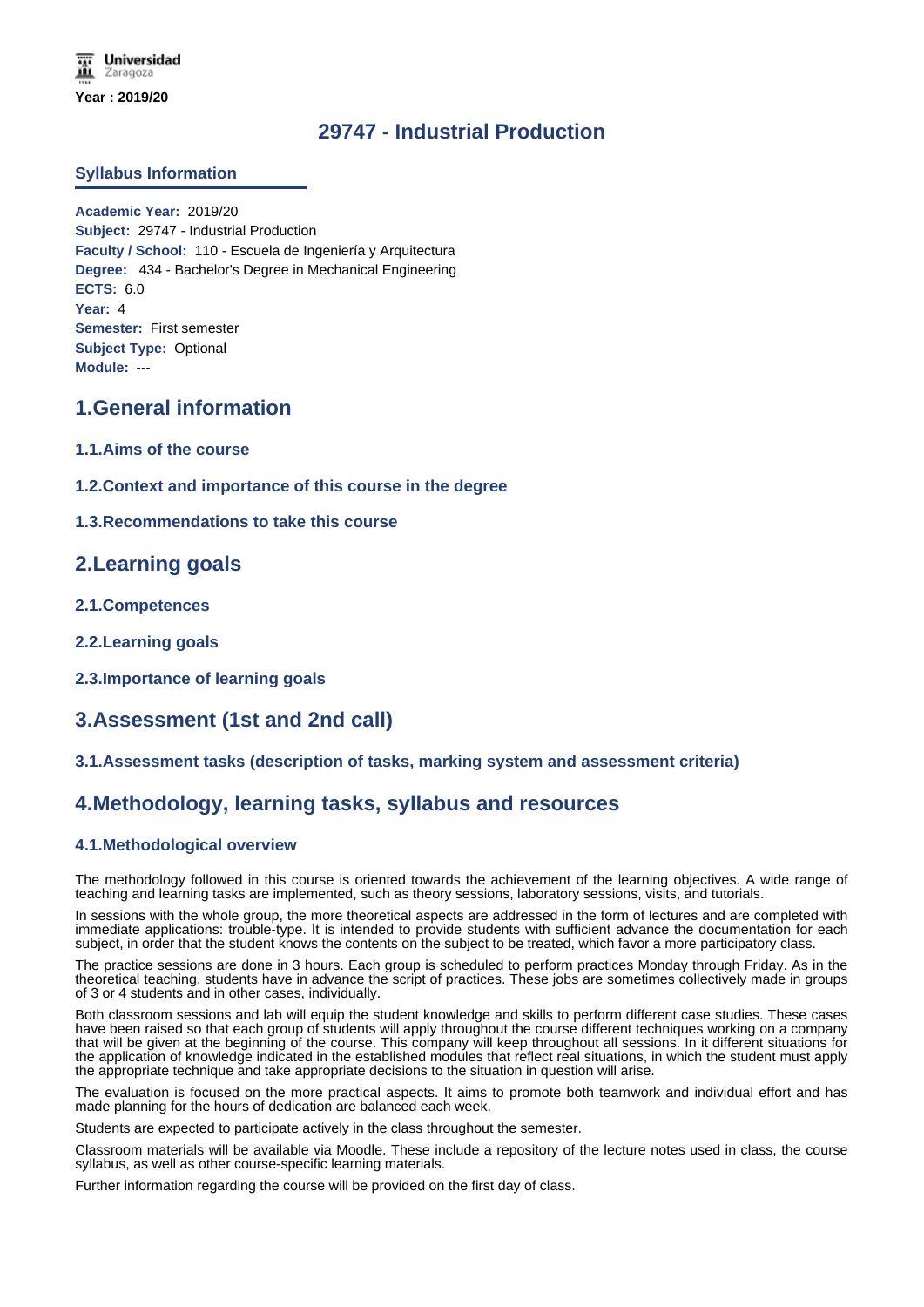Universidad Zaragoza

Year : 2019/20

# 29747 - Industrial Production

## Syllabus Information

**Academic Year:** 2019/20
**Subject:** 29747 - Industrial Production
**Faculty / School:** 110 - Escuela de Ingeniería y Arquitectura
**Degree:** 434 - Bachelor's Degree in Mechanical Engineering
**ECTS:** 6.0
**Year:** 4
**Semester:** First semester
**Subject Type:** Optional
**Module:** ---

## 1.General information

### 1.1.Aims of the course

### 1.2.Context and importance of this course in the degree

### 1.3.Recommendations to take this course

## 2.Learning goals

### 2.1.Competences

### 2.2.Learning goals

### 2.3.Importance of learning goals

## 3.Assessment (1st and 2nd call)

### 3.1.Assessment tasks (description of tasks, marking system and assessment criteria)

## 4.Methodology, learning tasks, syllabus and resources

### 4.1.Methodological overview

The methodology followed in this course is oriented towards the achievement of the learning objectives. A wide range of teaching and learning tasks are implemented, such as theory sessions, laboratory sessions, visits, and tutorials.

In sessions with the whole group, the more theoretical aspects are addressed in the form of lectures and are completed with immediate applications: trouble-type. It is intended to provide students with sufficient advance the documentation for each subject, in order that the student knows the contents on the subject to be treated, which favor a more participatory class.

The practice sessions are done in 3 hours. Each group is scheduled to perform practices Monday through Friday. As in the theoretical teaching, students have in advance the script of practices. These jobs are sometimes collectively made in groups of 3 or 4 students and in other cases, individually.

Both classroom sessions and lab will equip the student knowledge and skills to perform different case studies. These cases have been raised so that each group of students will apply throughout the course different techniques working on a company that will be given at the beginning of the course. This company will keep throughout all sessions. In it different situations for the application of knowledge indicated in the established modules that reflect real situations, in which the student must apply the appropriate technique and take appropriate decisions to the situation in question will arise.

The evaluation is focused on the more practical aspects. It aims to promote both teamwork and individual effort and has made planning for the hours of dedication are balanced each week.

Students are expected to participate actively in the class throughout the semester.

Classroom materials will be available via Moodle. These include a repository of the lecture notes used in class, the course syllabus, as well as other course-specific learning materials.

Further information regarding the course will be provided on the first day of class.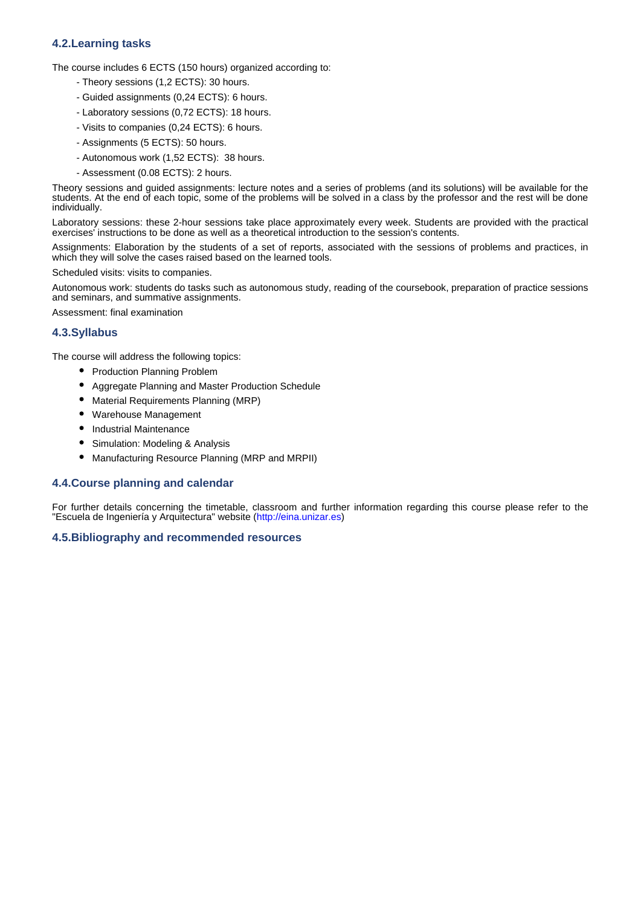### 4.2.Learning tasks

The course includes 6 ECTS (150 hours) organized according to:

- Theory sessions (1,2 ECTS): 30 hours.
- Guided assignments (0,24 ECTS): 6 hours.
- Laboratory sessions (0,72 ECTS): 18 hours.
- Visits to companies (0,24 ECTS): 6 hours.
- Assignments (5 ECTS): 50 hours.
- Autonomous work (1,52 ECTS): 38 hours.
- Assessment (0.08 ECTS): 2 hours.

Theory sessions and guided assignments: lecture notes and a series of problems (and its solutions) will be available for the students. At the end of each topic, some of the problems will be solved in a class by the professor and the rest will be done individually.

Laboratory sessions: these 2-hour sessions take place approximately every week. Students are provided with the practical exercises' instructions to be done as well as a theoretical introduction to the session's contents.

Assignments: Elaboration by the students of a set of reports, associated with the sessions of problems and practices, in which they will solve the cases raised based on the learned tools.

Scheduled visits: visits to companies.

Autonomous work: students do tasks such as autonomous study, reading of the coursebook, preparation of practice sessions and seminars, and summative assignments.

Assessment: final examination

### 4.3.Syllabus

The course will address the following topics:

- Production Planning Problem
- Aggregate Planning and Master Production Schedule
- Material Requirements Planning (MRP)
- Warehouse Management
- Industrial Maintenance
- Simulation: Modeling & Analysis
- Manufacturing Resource Planning (MRP and MRPII)

### 4.4.Course planning and calendar

For further details concerning the timetable, classroom and further information regarding this course please refer to the "Escuela de Ingeniería y Arquitectura" website (http://eina.unizar.es)

### 4.5.Bibliography and recommended resources